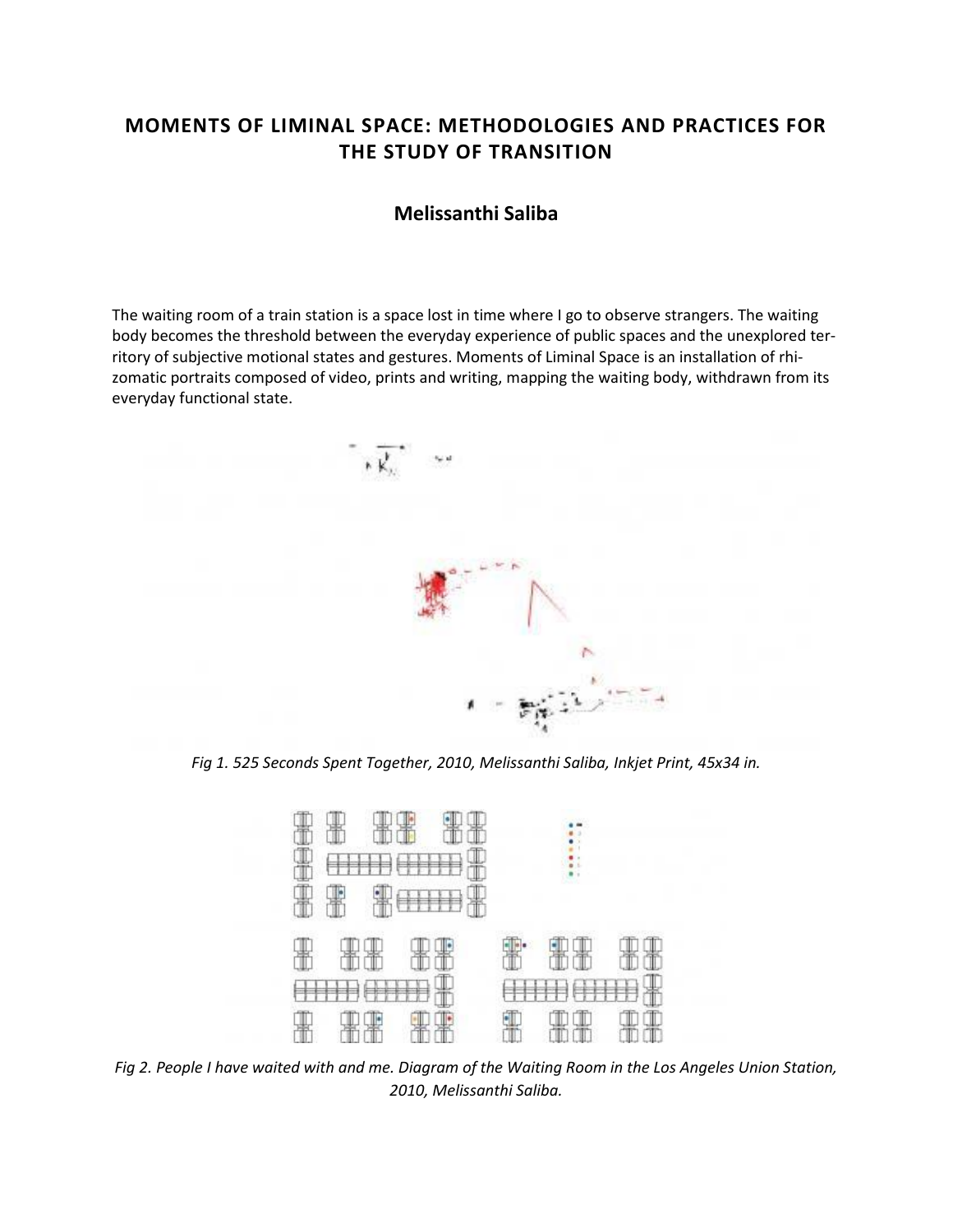# MOMENTS OF LIMINAL SPACE: METHODOLOGIES AND PRACTICES FOR THE STUDY OF TRANSITION

## Melissanthi Saliba

The waiting room of a train station is a space lost in time where I go to observe strangers. The waiting body becomes the threshold between the everyday experience of public spaces and the unexplored territory of subjective motional states and gestures. Moments of Liminal Space is an installation of rhizomatic portraits composed of video, prints and writing, mapping the waiting body, withdrawn from its everyday functional state.

*Fig 1. 525 Seconds Spent Together, 2010, Melissanthi Saliba, Inkjet Print, 45x34 in.*

*Fig 2. People I have waited with and me. Diagram of the Waiting Room in the Los Angeles Union Station, 2010, Melissanthi Saliba.*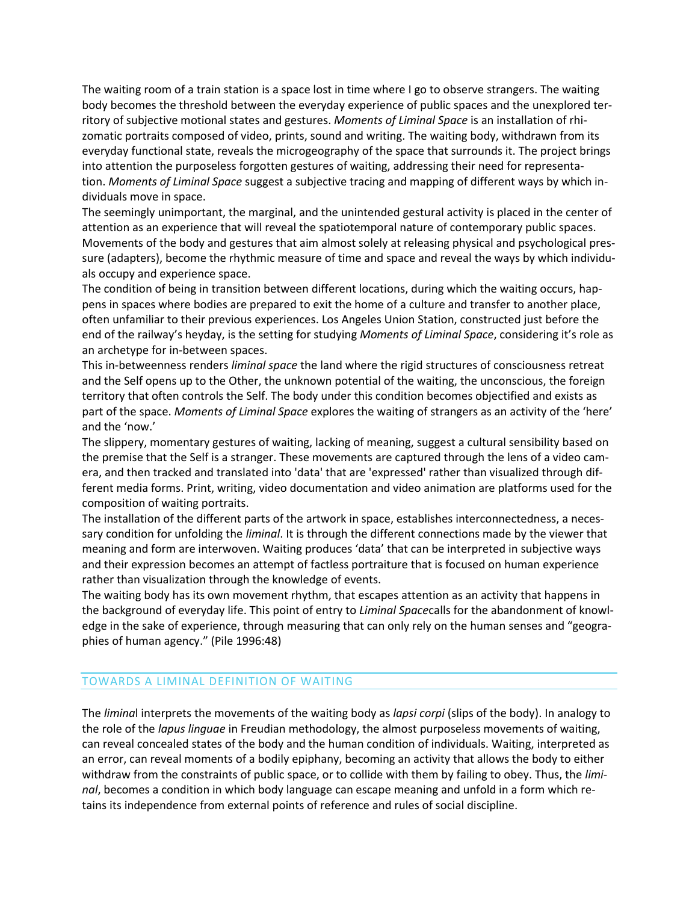The waiting room of a train station is a space lost in time where I go to observe strangers. The waiting body becomes the threshold between the everyday experience of public spaces and the unexplored territory of subjective motional states and gestures. *Moments of Liminal Space* is an installation of rhizomatic portraits composed of video, prints, sound and writing. The waiting body, withdrawn from its everyday functional state, reveals the microgeography of the space that surrounds it. The project brings into attention the purposeless forgotten gestures of waiting, addressing their need for representation. *Moments of Liminal Space* suggest a subjective tracing and mapping of different ways by which individuals move in space.

The seemingly unimportant, the marginal, and the unintended gestural activity is placed in the center of attention as an experience that will reveal the spatiotemporal nature of contemporary public spaces. Movements of the body and gestures that aim almost solely at releasing physical and psychological pressure (adapters), become the rhythmic measure of time and space and reveal the ways by which individuals occupy and experience space.

The condition of being in transition between different locations, during which the waiting occurs, happens in spaces where bodies are prepared to exit the home of a culture and transfer to another place, often unfamiliar to their previous experiences. Los Angeles Union Station, constructed just before the end of the railway's heyday, is the setting for studying *Moments of Liminal Space*, considering it's role as an archetype for in-between spaces.

This in-betweenness renders *liminal space* the land where the rigid structures of consciousness retreat and the Self opens up to the Other, the unknown potential of the waiting, the unconscious, the foreign territory that often controls the Self. The body under this condition becomes objectified and exists as part of the space. *Moments of Liminal Space* explores the waiting of strangers as an activity of the 'here' and the 'now.'

The slippery, momentary gestures of waiting, lacking of meaning, suggest a cultural sensibility based on the premise that the Self is a stranger. These movements are captured through the lens of a video camera, and then tracked and translated into 'data' that are 'expressed' rather than visualized through different media forms. Print, writing, video documentation and video animation are platforms used for the composition of waiting portraits.

The installation of the different parts of the artwork in space, establishes interconnectedness, a necessary condition for unfolding the *liminal*. It is through the different connections made by the viewer that meaning and form are interwoven. Waiting produces 'data' that can be interpreted in subjective ways and their expression becomes an attempt of factless portraiture that is focused on human experience rather than visualization through the knowledge of events.

The waiting body has its own movement rhythm, that escapes attention as an activity that happens in the background of everyday life. This point of entry to *Liminal Space*calls for the abandonment of knowledge in the sake of experience, through measuring that can only rely on the human senses and "geographies of human agency." (Pile 1996:48)

## TOWARDS A LIMINAL DEFINITION OF WAITING

The *liminal* interprets the movements of the waiting body as *lapsi corpi* (slips of the body). In analogy to the role of the *lapus linguae* in Freudian methodology, the almost purposeless movements of waiting, can reveal concealed states of the body and the human condition of individuals. Waiting, interpreted as an error, can reveal moments of a bodily epiphany, becoming an activity that allows the body to either withdraw from the constraints of public space, or to collide with them by failing to obey. Thus, the *liminal*, becomes a condition in which body language can escape meaning and unfold in a form which retains its independence from external points of reference and rules of social discipline.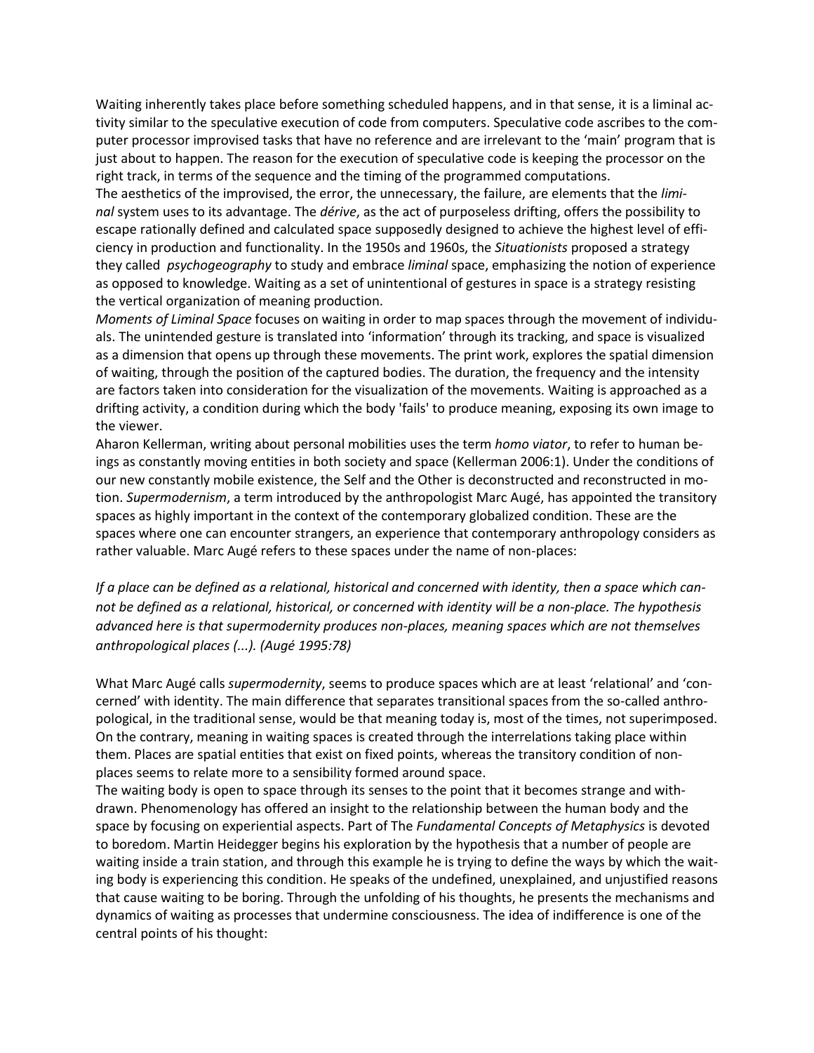Waiting inherently takes place before something scheduled happens, and in that sense, it is a liminal activity similar to the speculative execution of code from computers. Speculative code ascribes to the computer processor improvised tasks that have no reference and are irrelevant to the 'main' program that is just about to happen. The reason for the execution of speculative code is keeping the processor on the right track, in terms of the sequence and the timing of the programmed computations.

The aesthetics of the improvised, the error, the unnecessary, the failure, are elements that the *liminal* system uses to its advantage. The *dérive*, as the act of purposeless drifting, offers the possibility to escape rationally defined and calculated space supposedly designed to achieve the highest level of efficiency in production and functionality. In the 1950s and 1960s, the *Situationists* proposed a strategy they called *psychogeography* to study and embrace *liminal* space, emphasizing the notion of experience as opposed to knowledge. Waiting as a set of unintentional of gestures in space is a strategy resisting the vertical organization of meaning production.

*Moments of Liminal Space* focuses on waiting in order to map spaces through the movement of individuals. The unintended gesture is translated into 'information' through its tracking, and space is visualized as a dimension that opens up through these movements. The print work, explores the spatial dimension of waiting, through the position of the captured bodies. The duration, the frequency and the intensity are factors taken into consideration for the visualization of the movements. Waiting is approached as a drifting activity, a condition during which the body 'fails' to produce meaning, exposing its own image to the viewer.

Aharon Kellerman, writing about personal mobilities uses the term *homo viator*, to refer to human beings as constantly moving entities in both society and space (Kellerman 2006:1). Under the conditions of our new constantly mobile existence, the Self and the Other is deconstructed and reconstructed in motion. *Supermodernism*, a term introduced by the anthropologist Marc Augé, has appointed the transitory spaces as highly important in the context of the contemporary globalized condition. These are the spaces where one can encounter strangers, an experience that contemporary anthropology considers as rather valuable. Marc Augé refers to these spaces under the name of non-places:

*If a place can be defined as a relational, historical and concerned with identity, then a space which cannot be defined as a relational, historical, or concerned with identity will be a non-place. The hypothesis advanced here is that supermodernity produces non-places, meaning spaces which are not themselves anthropological places (...). (Augé 1995:78)*

What Marc Augé calls *supermodernity*, seems to produce spaces which are at least 'relational' and 'concerned' with identity. The main difference that separates transitional spaces from the so-called anthropological, in the traditional sense, would be that meaning today is, most of the times, not superimposed. On the contrary, meaning in waiting spaces is created through the interrelations taking place within them. Places are spatial entities that exist on fixed points, whereas the transitory condition of non-places seems to relate more to a sensibility formed around space.

The waiting body is open to space through its senses to the point that it becomes strange and withdrawn. Phenomenology has offered an insight to the relationship between the human body and the space by focusing on experiential aspects. Part of The *Fundamental Concepts of Metaphysics* is devoted to boredom. Martin Heidegger begins his exploration by the hypothesis that a number of people are waiting inside a train station, and through this example he is trying to define the ways by which the waiting body is experiencing this condition. He speaks of the undefined, unexplained, and unjustified reasons that cause waiting to be boring. Through the unfolding of his thoughts, he presents the mechanisms and dynamics of waiting as processes that undermine consciousness. The idea of indifference is one of the central points of his thought: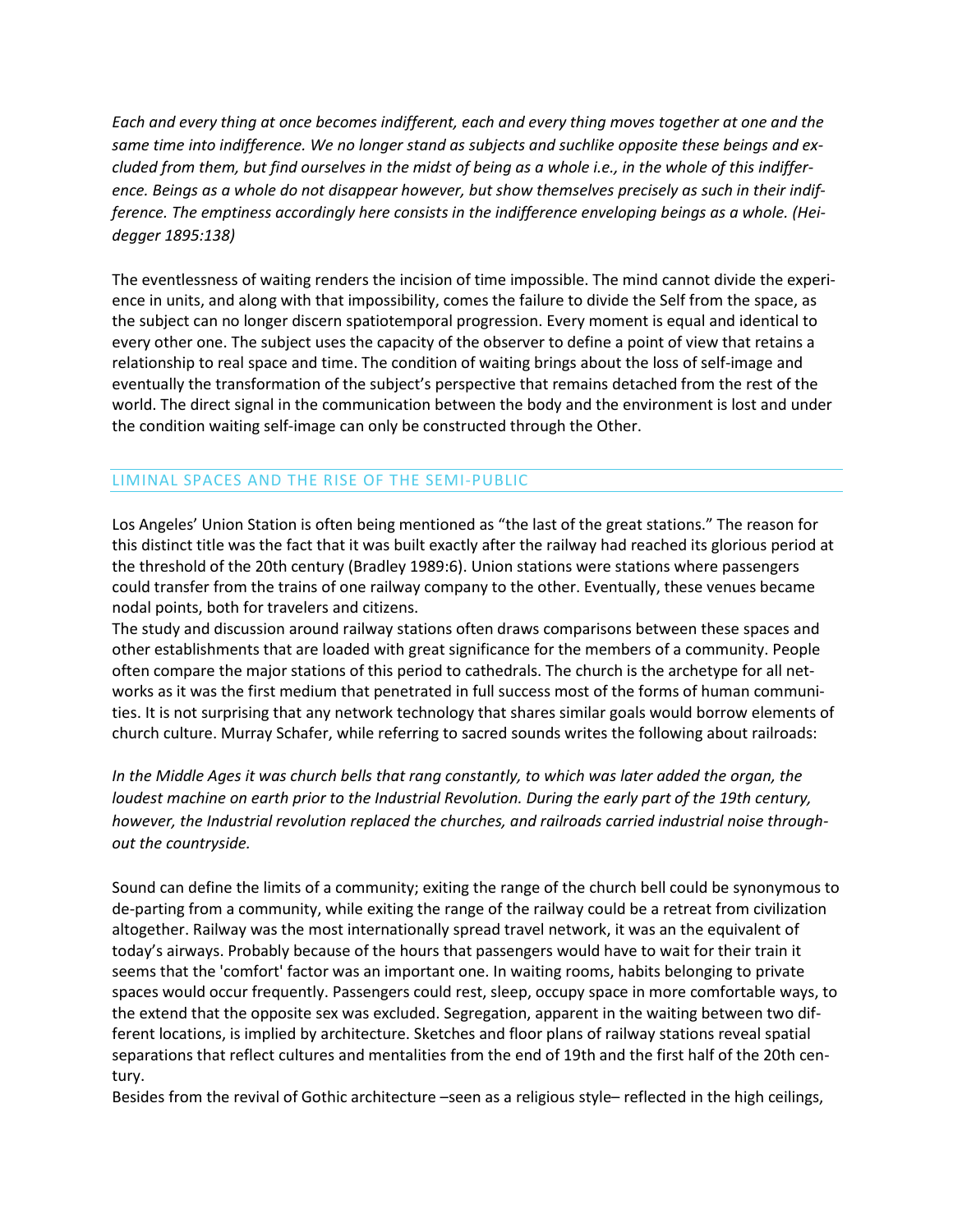*Each and every thing at once becomes indifferent, each and every thing moves together at one and the same time into indifference. We no longer stand as subjects and suchlike opposite these beings and excluded from them, but find ourselves in the midst of being as a whole i.e., in the whole of this indifference. Beings as a whole do not disappear however, but show themselves precisely as such in their indifference. The emptiness accordingly here consists in the indifference enveloping beings as a whole. (Heidegger 1895:138)*

The eventlessness of waiting renders the incision of time impossible. The mind cannot divide the experience in units, and along with that impossibility, comes the failure to divide the Self from the space, as the subject can no longer discern spatiotemporal progression. Every moment is equal and identical to every other one. The subject uses the capacity of the observer to define a point of view that retains a relationship to real space and time. The condition of waiting brings about the loss of self-image and eventually the transformation of the subject's perspective that remains detached from the rest of the world. The direct signal in the communication between the body and the environment is lost and under the condition waiting self-image can only be constructed through the Other.

## LIMINAL SPACES AND THE RISE OF THE SEMI-PUBLIC

Los Angeles' Union Station is often being mentioned as "the last of the great stations." The reason for this distinct title was the fact that it was built exactly after the railway had reached its glorious period at the threshold of the 20th century (Bradley 1989:6). Union stations were stations where passengers could transfer from the trains of one railway company to the other. Eventually, these venues became nodal points, both for travelers and citizens.

The study and discussion around railway stations often draws comparisons between these spaces and other establishments that are loaded with great significance for the members of a community. People often compare the major stations of this period to cathedrals. The church is the archetype for all networks as it was the first medium that penetrated in full success most of the forms of human communities. It is not surprising that any network technology that shares similar goals would borrow elements of church culture. Murray Schafer, while referring to sacred sounds writes the following about railroads:

*In the Middle Ages it was church bells that rang constantly, to which was later added the organ, the loudest machine on earth prior to the Industrial Revolution. During the early part of the 19th century, however, the Industrial revolution replaced the churches, and railroads carried industrial noise throughout the countryside.*

Sound can define the limits of a community; exiting the range of the church bell could be synonymous to de-parting from a community, while exiting the range of the railway could be a retreat from civilization altogether. Railway was the most internationally spread travel network, it was an the equivalent of today's airways. Probably because of the hours that passengers would have to wait for their train it seems that the 'comfort' factor was an important one. In waiting rooms, habits belonging to private spaces would occur frequently. Passengers could rest, sleep, occupy space in more comfortable ways, to the extend that the opposite sex was excluded. Segregation, apparent in the waiting between two different locations, is implied by architecture. Sketches and floor plans of railway stations reveal spatial separations that reflect cultures and mentalities from the end of 19th and the first half of the 20th century.

Besides from the revival of Gothic architecture –seen as a religious style– reflected in the high ceilings,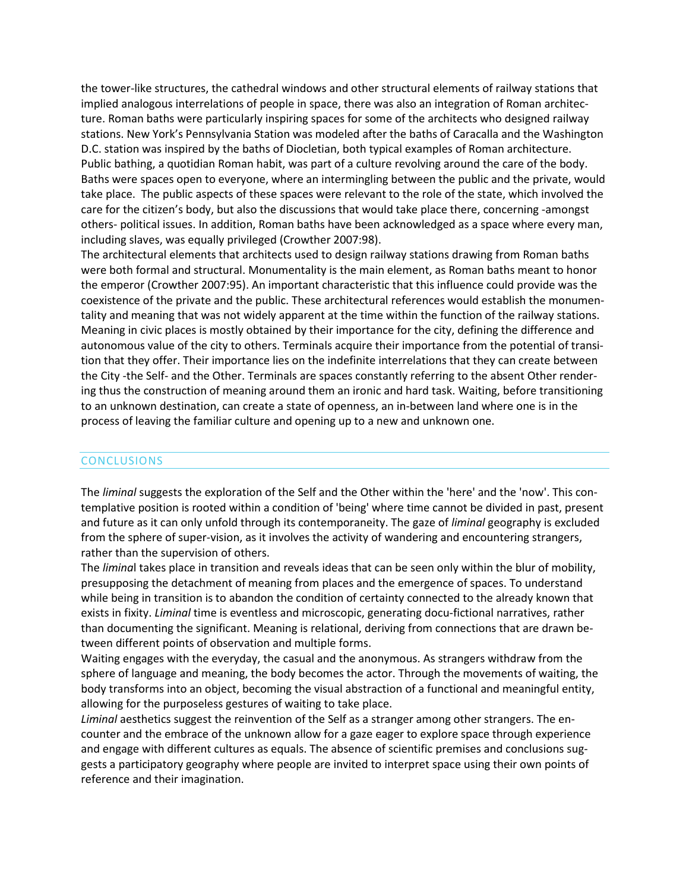the tower-like structures, the cathedral windows and other structural elements of railway stations that implied analogous interrelations of people in space, there was also an integration of Roman architecture. Roman baths were particularly inspiring spaces for some of the architects who designed railway stations. New York's Pennsylvania Station was modeled after the baths of Caracalla and the Washington D.C. station was inspired by the baths of Diocletian, both typical examples of Roman architecture. Public bathing, a quotidian Roman habit, was part of a culture revolving around the care of the body. Baths were spaces open to everyone, where an intermingling between the public and the private, would take place. The public aspects of these spaces were relevant to the role of the state, which involved the care for the citizen's body, but also the discussions that would take place there, concerning -amongst others- political issues. In addition, Roman baths have been acknowledged as a space where every man, including slaves, was equally privileged (Crowther 2007:98).

The architectural elements that architects used to design railway stations drawing from Roman baths were both formal and structural. Monumentality is the main element, as Roman baths meant to honor the emperor (Crowther 2007:95). An important characteristic that this influence could provide was the coexistence of the private and the public. These architectural references would establish the monumentality and meaning that was not widely apparent at the time within the function of the railway stations. Meaning in civic places is mostly obtained by their importance for the city, defining the difference and autonomous value of the city to others. Terminals acquire their importance from the potential of transition that they offer. Their importance lies on the indefinite interrelations that they can create between the City -the Self- and the Other. Terminals are spaces constantly referring to the absent Other rendering thus the construction of meaning around them an ironic and hard task. Waiting, before transitioning to an unknown destination, can create a state of openness, an in-between land where one is in the process of leaving the familiar culture and opening up to a new and unknown one.

## CONCLUSIONS

The *liminal* suggests the exploration of the Self and the Other within the 'here' and the 'now'. This contemplative position is rooted within a condition of 'being' where time cannot be divided in past, present and future as it can only unfold through its contemporaneity. The gaze of *liminal* geography is excluded from the sphere of super-vision, as it involves the activity of wandering and encountering strangers, rather than the supervision of others.

The *liminal* takes place in transition and reveals ideas that can be seen only within the blur of mobility, presupposing the detachment of meaning from places and the emergence of spaces. To understand while being in transition is to abandon the condition of certainty connected to the already known that exists in fixity. *Liminal* time is eventless and microscopic, generating docu-fictional narratives, rather than documenting the significant. Meaning is relational, deriving from connections that are drawn between different points of observation and multiple forms.

Waiting engages with the everyday, the casual and the anonymous. As strangers withdraw from the sphere of language and meaning, the body becomes the actor. Through the movements of waiting, the body transforms into an object, becoming the visual abstraction of a functional and meaningful entity, allowing for the purposeless gestures of waiting to take place.

*Liminal* aesthetics suggest the reinvention of the Self as a stranger among other strangers. The encounter and the embrace of the unknown allow for a gaze eager to explore space through experience and engage with different cultures as equals. The absence of scientific premises and conclusions suggests a participatory geography where people are invited to interpret space using their own points of reference and their imagination.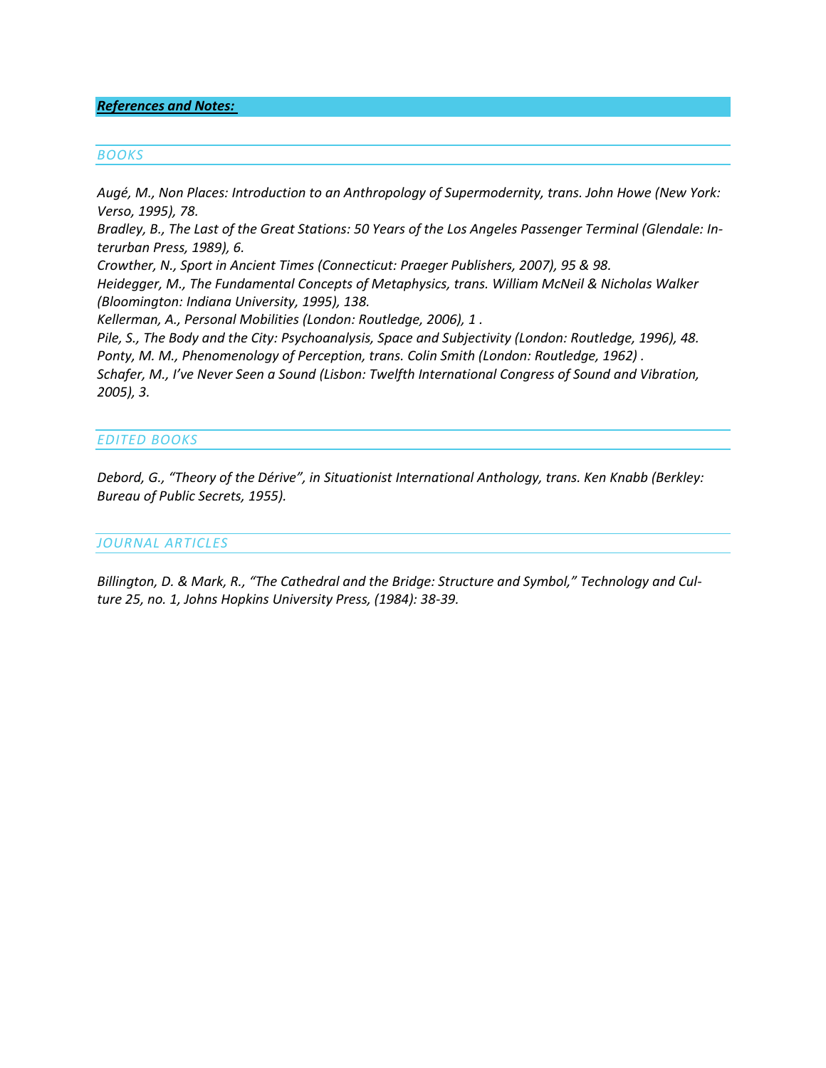***References and Notes:***

## BOOKS

*Augé, M., Non Places: Introduction to an Anthropology of Supermodernity, trans. John Howe (New York: Verso, 1995), 78.*
*Bradley, B., The Last of the Great Stations: 50 Years of the Los Angeles Passenger Terminal (Glendale: Interurban Press, 1989), 6.*
*Crowther, N., Sport in Ancient Times (Connecticut: Praeger Publishers, 2007), 95 & 98.*
*Heidegger, M., The Fundamental Concepts of Metaphysics, trans. William McNeil & Nicholas Walker (Bloomington: Indiana University, 1995), 138.*
*Kellerman, A., Personal Mobilities (London: Routledge, 2006), 1 .*
*Pile, S., The Body and the City: Psychoanalysis, Space and Subjectivity (London: Routledge, 1996), 48.*
*Ponty, M. M., Phenomenology of Perception, trans. Colin Smith (London: Routledge, 1962) .*
*Schafer, M., I've Never Seen a Sound (Lisbon: Twelfth International Congress of Sound and Vibration, 2005), 3.*

## EDITED BOOKS

*Debord, G., "Theory of the Dérive", in Situationist International Anthology, trans. Ken Knabb (Berkley: Bureau of Public Secrets, 1955).*

## JOURNAL ARTICLES

*Billington, D. & Mark, R., "The Cathedral and the Bridge: Structure and Symbol," Technology and Culture 25, no. 1, Johns Hopkins University Press, (1984): 38-39.*